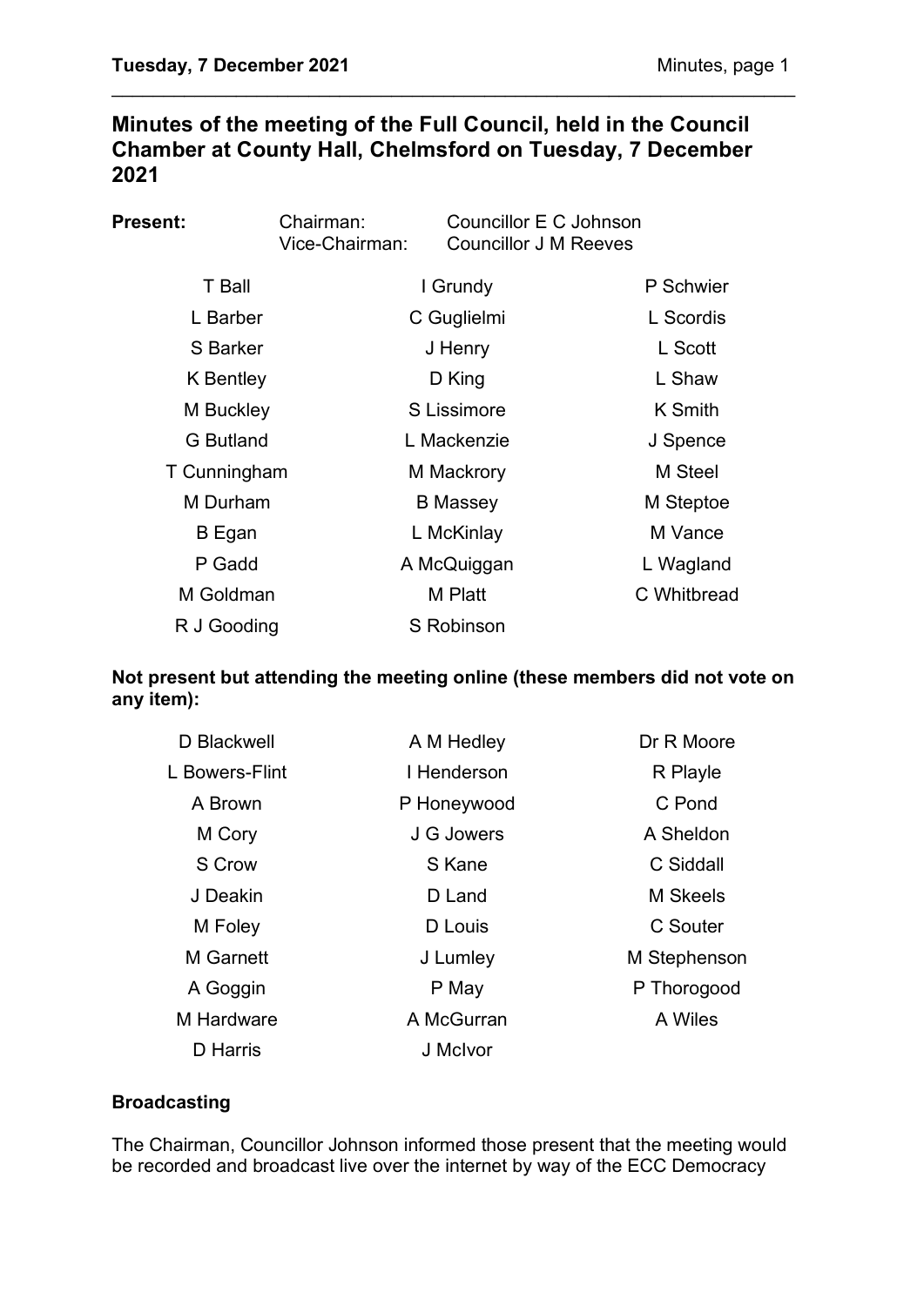# Minutes of the meeting of the Full Council, held in the Council Chamber at County Hall, Chelmsford on Tuesday, 7 December 2021

**Present:** Chairman: Councillor E C Johnson
Vice-Chairman: Councillor J M Reeves

| | | |
|---|---|---|
| T Ball | I Grundy | P Schwier |
| L Barber | C Guglielmi | L Scordis |
| S Barker | J Henry | L Scott |
| K Bentley | D King | L Shaw |
| M Buckley | S Lissimore | K Smith |
| G Butland | L Mackenzie | J Spence |
| T Cunningham | M Mackrory | M Steel |
| M Durham | B Massey | M Steptoe |
| B Egan | L McKinlay | M Vance |
| P Gadd | A McQuiggan | L Wagland |
| M Goldman | M Platt | C Whitbread |
| R J Gooding | S Robinson | |

**Not present but attending the meeting online (these members did not vote on any item):**

| | | |
|---|---|---|
| D Blackwell | A M Hedley | Dr R Moore |
| L Bowers-Flint | I Henderson | R Playle |
| A Brown | P Honeywood | C Pond |
| M Cory | J G Jowers | A Sheldon |
| S Crow | S Kane | C Siddall |
| J Deakin | D Land | M Skeels |
| M Foley | D Louis | C Souter |
| M Garnett | J Lumley | M Stephenson |
| A Goggin | P May | P Thorogood |
| M Hardware | A McGurran | A Wiles |
| D Harris | J McIvor | |

**Broadcasting**

The Chairman, Councillor Johnson informed those present that the meeting would be recorded and broadcast live over the internet by way of the ECC Democracy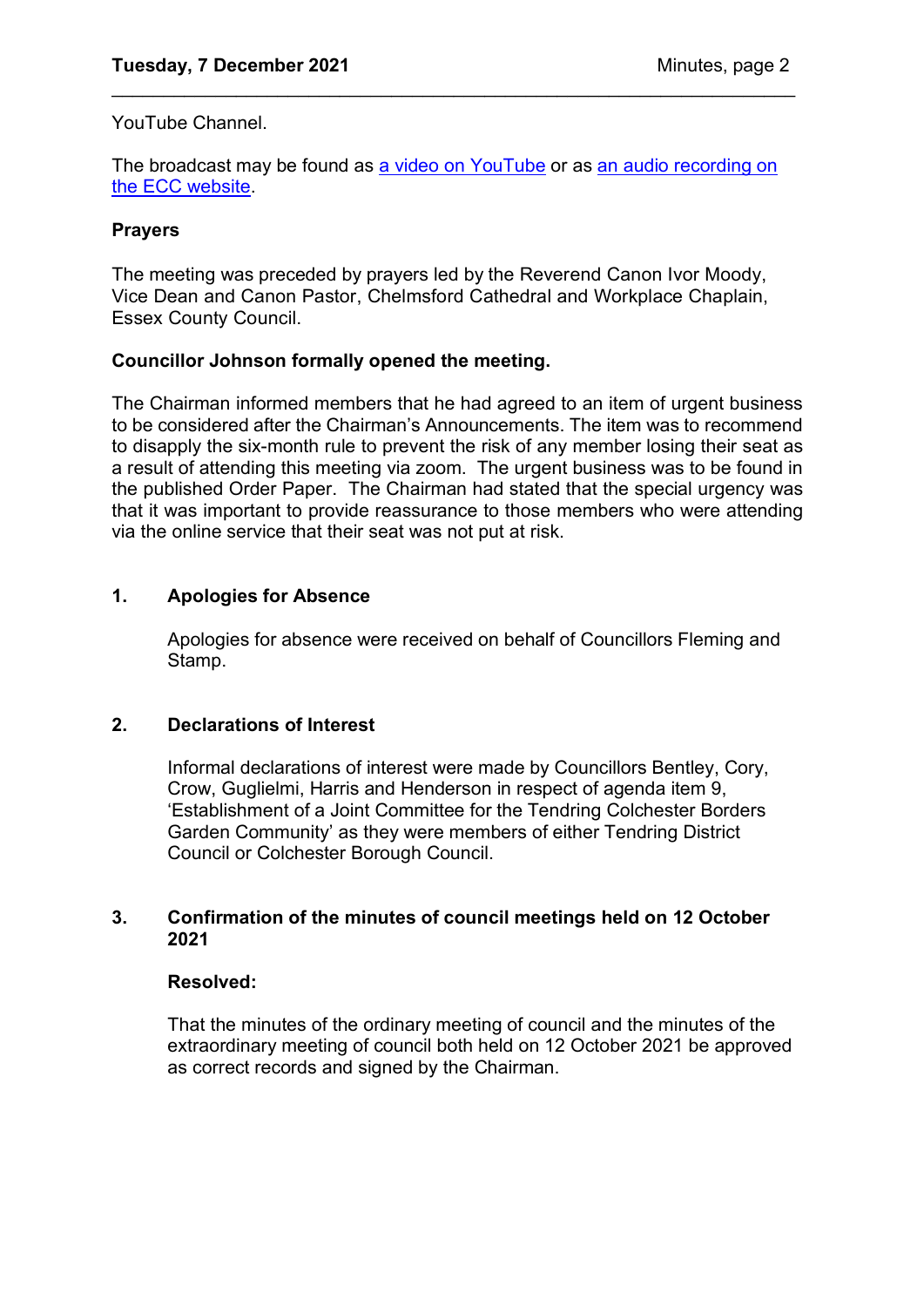YouTube Channel.

The broadcast may be found as a video on YouTube or as an audio recording on the ECC website.

**Prayers**

The meeting was preceded by prayers led by the Reverend Canon Ivor Moody, Vice Dean and Canon Pastor, Chelmsford Cathedral and Workplace Chaplain, Essex County Council.

**Councillor Johnson formally opened the meeting.**

The Chairman informed members that he had agreed to an item of urgent business to be considered after the Chairman's Announcements. The item was to recommend to disapply the six-month rule to prevent the risk of any member losing their seat as a result of attending this meeting via zoom. The urgent business was to be found in the published Order Paper. The Chairman had stated that the special urgency was that it was important to provide reassurance to those members who were attending via the online service that their seat was not put at risk.

## 1. Apologies for Absence

Apologies for absence were received on behalf of Councillors Fleming and Stamp.

## 2. Declarations of Interest

Informal declarations of interest were made by Councillors Bentley, Cory, Crow, Guglielmi, Harris and Henderson in respect of agenda item 9, 'Establishment of a Joint Committee for the Tendring Colchester Borders Garden Community' as they were members of either Tendring District Council or Colchester Borough Council.

## 3. Confirmation of the minutes of council meetings held on 12 October 2021

**Resolved:**

That the minutes of the ordinary meeting of council and the minutes of the extraordinary meeting of council both held on 12 October 2021 be approved as correct records and signed by the Chairman.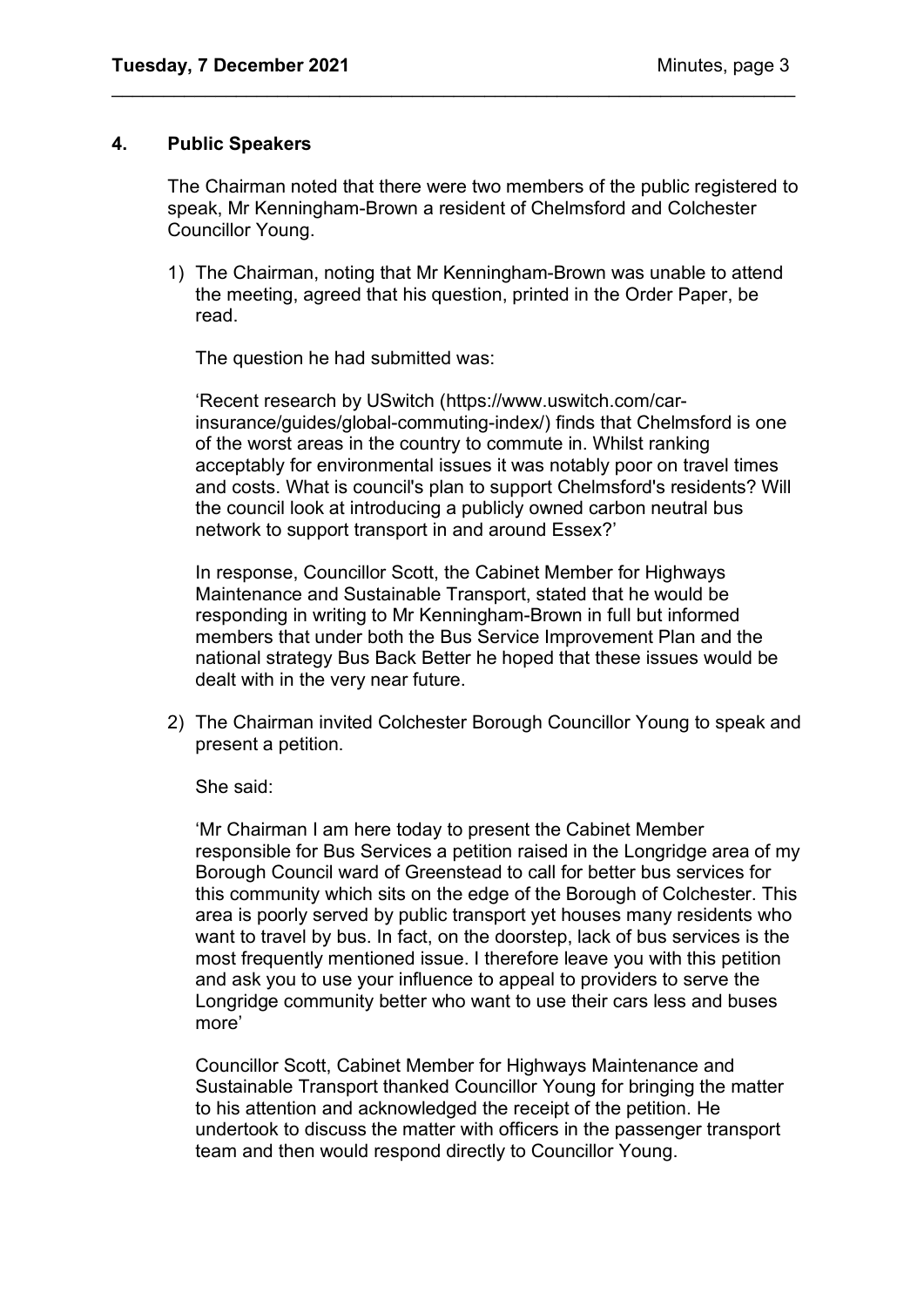## 4. Public Speakers

The Chairman noted that there were two members of the public registered to speak, Mr Kenningham-Brown a resident of Chelmsford and Colchester Councillor Young.

1) The Chairman, noting that Mr Kenningham-Brown was unable to attend the meeting, agreed that his question, printed in the Order Paper, be read.

   The question he had submitted was:

   'Recent research by USwitch (https://www.uswitch.com/car-insurance/guides/global-commuting-index/) finds that Chelmsford is one of the worst areas in the country to commute in. Whilst ranking acceptably for environmental issues it was notably poor on travel times and costs. What is council's plan to support Chelmsford's residents? Will the council look at introducing a publicly owned carbon neutral bus network to support transport in and around Essex?'

   In response, Councillor Scott, the Cabinet Member for Highways Maintenance and Sustainable Transport, stated that he would be responding in writing to Mr Kenningham-Brown in full but informed members that under both the Bus Service Improvement Plan and the national strategy Bus Back Better he hoped that these issues would be dealt with in the very near future.

2) The Chairman invited Colchester Borough Councillor Young to speak and present a petition.

   She said:

   'Mr Chairman I am here today to present the Cabinet Member responsible for Bus Services a petition raised in the Longridge area of my Borough Council ward of Greenstead to call for better bus services for this community which sits on the edge of the Borough of Colchester. This area is poorly served by public transport yet houses many residents who want to travel by bus. In fact, on the doorstep, lack of bus services is the most frequently mentioned issue. I therefore leave you with this petition and ask you to use your influence to appeal to providers to serve the Longridge community better who want to use their cars less and buses more'

   Councillor Scott, Cabinet Member for Highways Maintenance and Sustainable Transport thanked Councillor Young for bringing the matter to his attention and acknowledged the receipt of the petition. He undertook to discuss the matter with officers in the passenger transport team and then would respond directly to Councillor Young.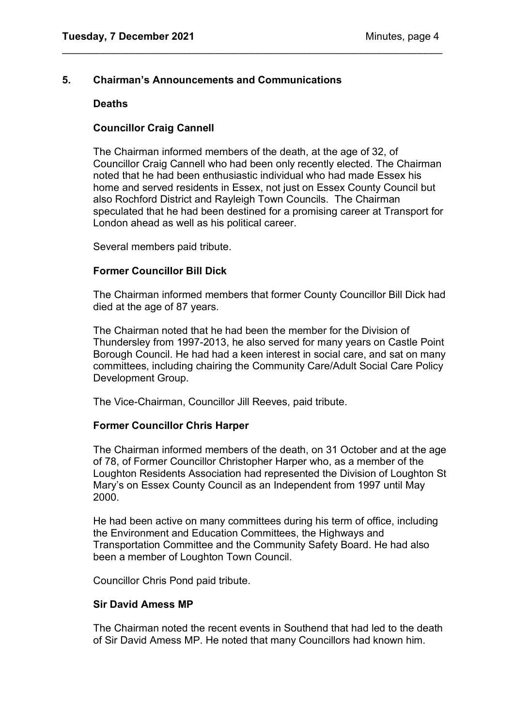## 5. Chairman's Announcements and Communications

### Deaths

### Councillor Craig Cannell

The Chairman informed members of the death, at the age of 32, of Councillor Craig Cannell who had been only recently elected. The Chairman noted that he had been enthusiastic individual who had made Essex his home and served residents in Essex, not just on Essex County Council but also Rochford District and Rayleigh Town Councils. The Chairman speculated that he had been destined for a promising career at Transport for London ahead as well as his political career.

Several members paid tribute.

### Former Councillor Bill Dick

The Chairman informed members that former County Councillor Bill Dick had died at the age of 87 years.

The Chairman noted that he had been the member for the Division of Thundersley from 1997-2013, he also served for many years on Castle Point Borough Council. He had had a keen interest in social care, and sat on many committees, including chairing the Community Care/Adult Social Care Policy Development Group.

The Vice-Chairman, Councillor Jill Reeves, paid tribute.

### Former Councillor Chris Harper

The Chairman informed members of the death, on 31 October and at the age of 78, of Former Councillor Christopher Harper who, as a member of the Loughton Residents Association had represented the Division of Loughton St Mary's on Essex County Council as an Independent from 1997 until May 2000.

He had been active on many committees during his term of office, including the Environment and Education Committees, the Highways and Transportation Committee and the Community Safety Board. He had also been a member of Loughton Town Council.

Councillor Chris Pond paid tribute.

### Sir David Amess MP

The Chairman noted the recent events in Southend that had led to the death of Sir David Amess MP. He noted that many Councillors had known him.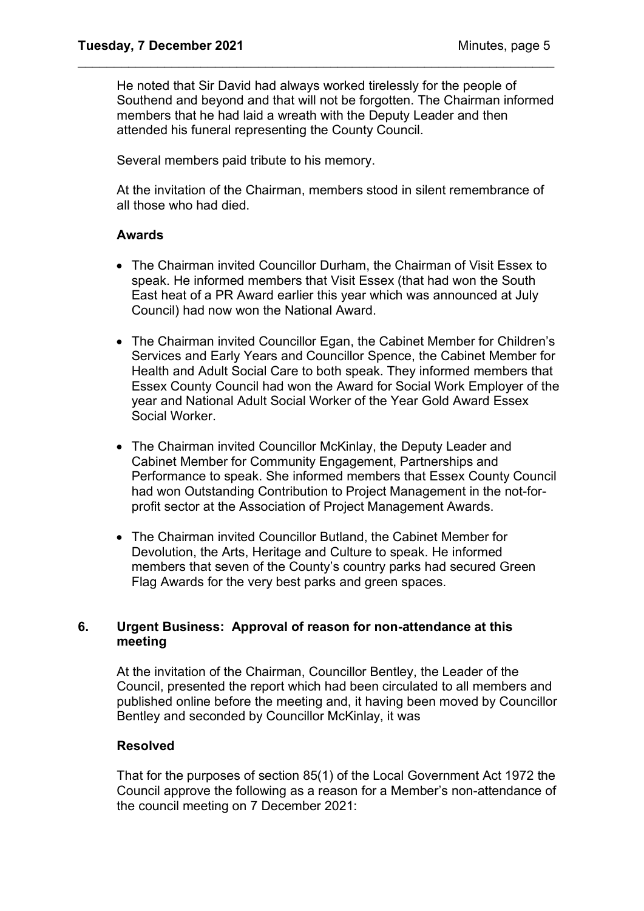He noted that Sir David had always worked tirelessly for the people of Southend and beyond and that will not be forgotten. The Chairman informed members that he had laid a wreath with the Deputy Leader and then attended his funeral representing the County Council.

Several members paid tribute to his memory.

At the invitation of the Chairman, members stood in silent remembrance of all those who had died.

**Awards**

- The Chairman invited Councillor Durham, the Chairman of Visit Essex to speak. He informed members that Visit Essex (that had won the South East heat of a PR Award earlier this year which was announced at July Council) had now won the National Award.
- The Chairman invited Councillor Egan, the Cabinet Member for Children's Services and Early Years and Councillor Spence, the Cabinet Member for Health and Adult Social Care to both speak. They informed members that Essex County Council had won the Award for Social Work Employer of the year and National Adult Social Worker of the Year Gold Award Essex Social Worker.
- The Chairman invited Councillor McKinlay, the Deputy Leader and Cabinet Member for Community Engagement, Partnerships and Performance to speak. She informed members that Essex County Council had won Outstanding Contribution to Project Management in the not-for-profit sector at the Association of Project Management Awards.
- The Chairman invited Councillor Butland, the Cabinet Member for Devolution, the Arts, Heritage and Culture to speak. He informed members that seven of the County's country parks had secured Green Flag Awards for the very best parks and green spaces.

## 6. Urgent Business: Approval of reason for non-attendance at this meeting

At the invitation of the Chairman, Councillor Bentley, the Leader of the Council, presented the report which had been circulated to all members and published online before the meeting and, it having been moved by Councillor Bentley and seconded by Councillor McKinlay, it was

**Resolved**

That for the purposes of section 85(1) of the Local Government Act 1972 the Council approve the following as a reason for a Member's non-attendance of the council meeting on 7 December 2021: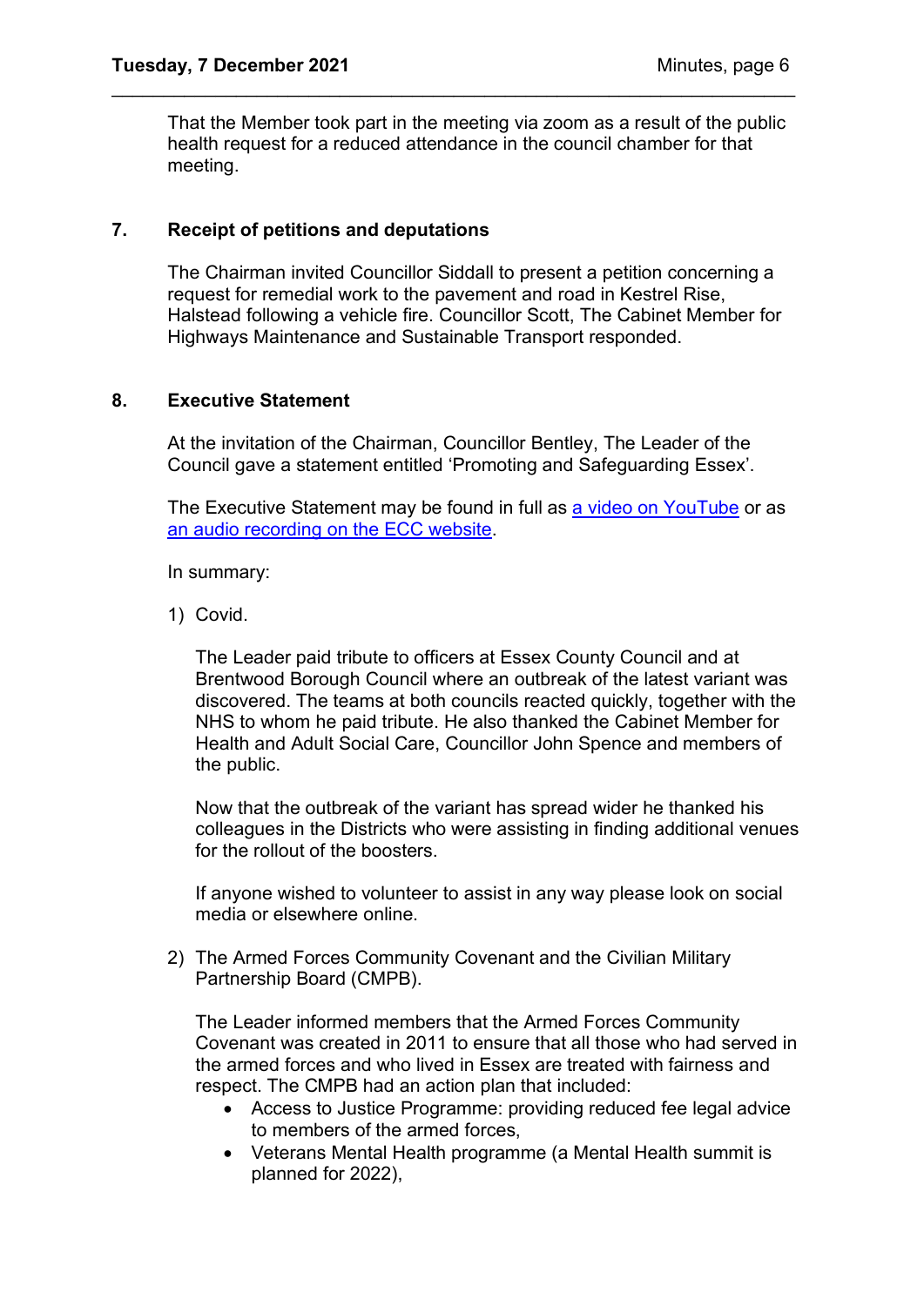That the Member took part in the meeting via zoom as a result of the public health request for a reduced attendance in the council chamber for that meeting.

## 7. Receipt of petitions and deputations

The Chairman invited Councillor Siddall to present a petition concerning a request for remedial work to the pavement and road in Kestrel Rise, Halstead following a vehicle fire. Councillor Scott, The Cabinet Member for Highways Maintenance and Sustainable Transport responded.

## 8. Executive Statement

At the invitation of the Chairman, Councillor Bentley, The Leader of the Council gave a statement entitled 'Promoting and Safeguarding Essex'.

The Executive Statement may be found in full as a video on YouTube or as an audio recording on the ECC website.

In summary:

1) Covid.

   The Leader paid tribute to officers at Essex County Council and at Brentwood Borough Council where an outbreak of the latest variant was discovered. The teams at both councils reacted quickly, together with the NHS to whom he paid tribute. He also thanked the Cabinet Member for Health and Adult Social Care, Councillor John Spence and members of the public.

   Now that the outbreak of the variant has spread wider he thanked his colleagues in the Districts who were assisting in finding additional venues for the rollout of the boosters.

   If anyone wished to volunteer to assist in any way please look on social media or elsewhere online.

2) The Armed Forces Community Covenant and the Civilian Military Partnership Board (CMPB).

   The Leader informed members that the Armed Forces Community Covenant was created in 2011 to ensure that all those who had served in the armed forces and who lived in Essex are treated with fairness and respect. The CMPB had an action plan that included:

   - Access to Justice Programme: providing reduced fee legal advice to members of the armed forces,
   - Veterans Mental Health programme (a Mental Health summit is planned for 2022),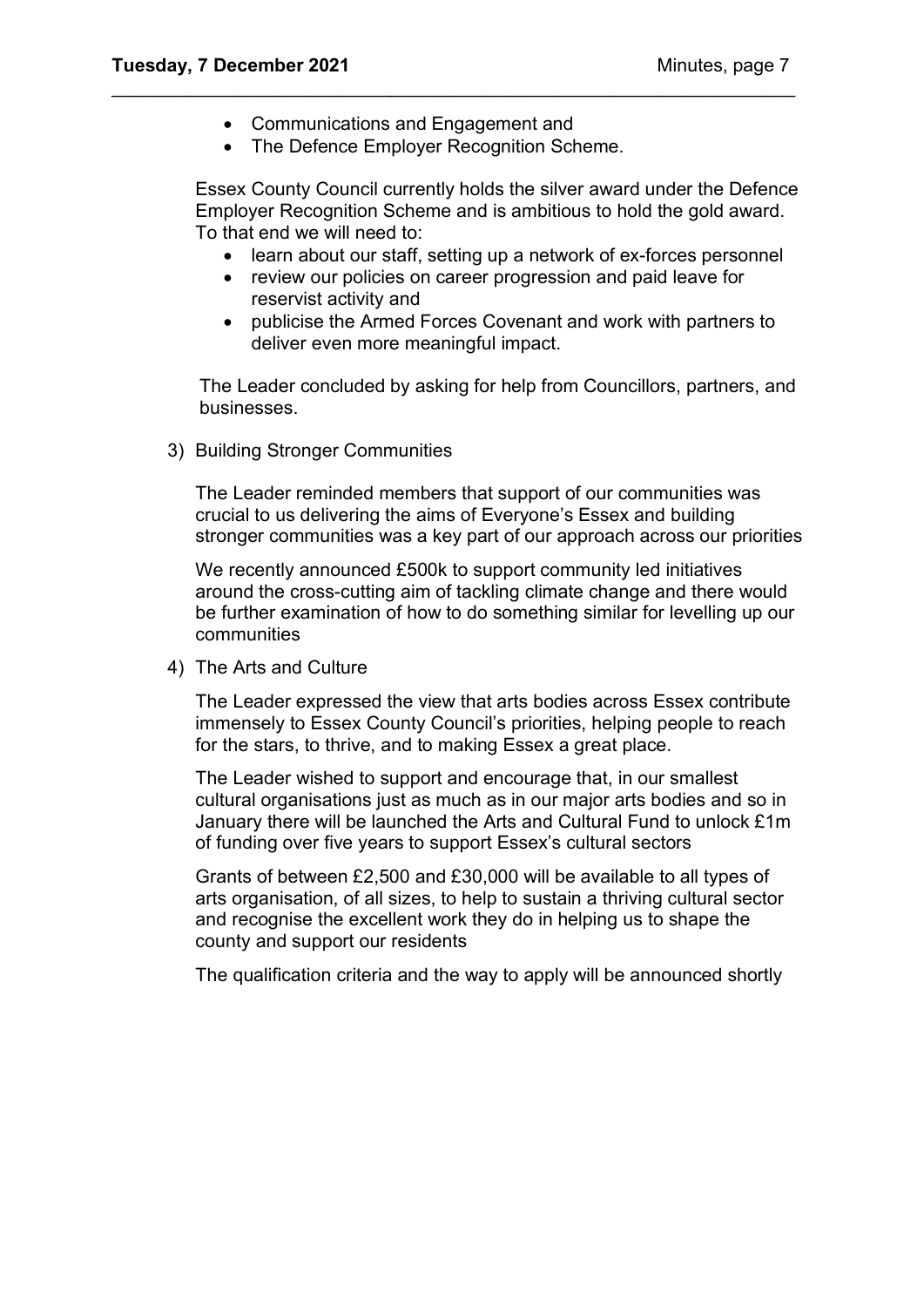- Communications and Engagement and
- The Defence Employer Recognition Scheme.

Essex County Council currently holds the silver award under the Defence Employer Recognition Scheme and is ambitious to hold the gold award. To that end we will need to:

- learn about our staff, setting up a network of ex-forces personnel
- review our policies on career progression and paid leave for reservist activity and
- publicise the Armed Forces Covenant and work with partners to deliver even more meaningful impact.

The Leader concluded by asking for help from Councillors, partners, and businesses.

3) Building Stronger Communities

The Leader reminded members that support of our communities was crucial to us delivering the aims of Everyone's Essex and building stronger communities was a key part of our approach across our priorities

We recently announced £500k to support community led initiatives around the cross-cutting aim of tackling climate change and there would be further examination of how to do something similar for levelling up our communities

4) The Arts and Culture

The Leader expressed the view that arts bodies across Essex contribute immensely to Essex County Council's priorities, helping people to reach for the stars, to thrive, and to making Essex a great place.

The Leader wished to support and encourage that, in our smallest cultural organisations just as much as in our major arts bodies and so in January there will be launched the Arts and Cultural Fund to unlock £1m of funding over five years to support Essex's cultural sectors

Grants of between £2,500 and £30,000 will be available to all types of arts organisation, of all sizes, to help to sustain a thriving cultural sector and recognise the excellent work they do in helping us to shape the county and support our residents

The qualification criteria and the way to apply will be announced shortly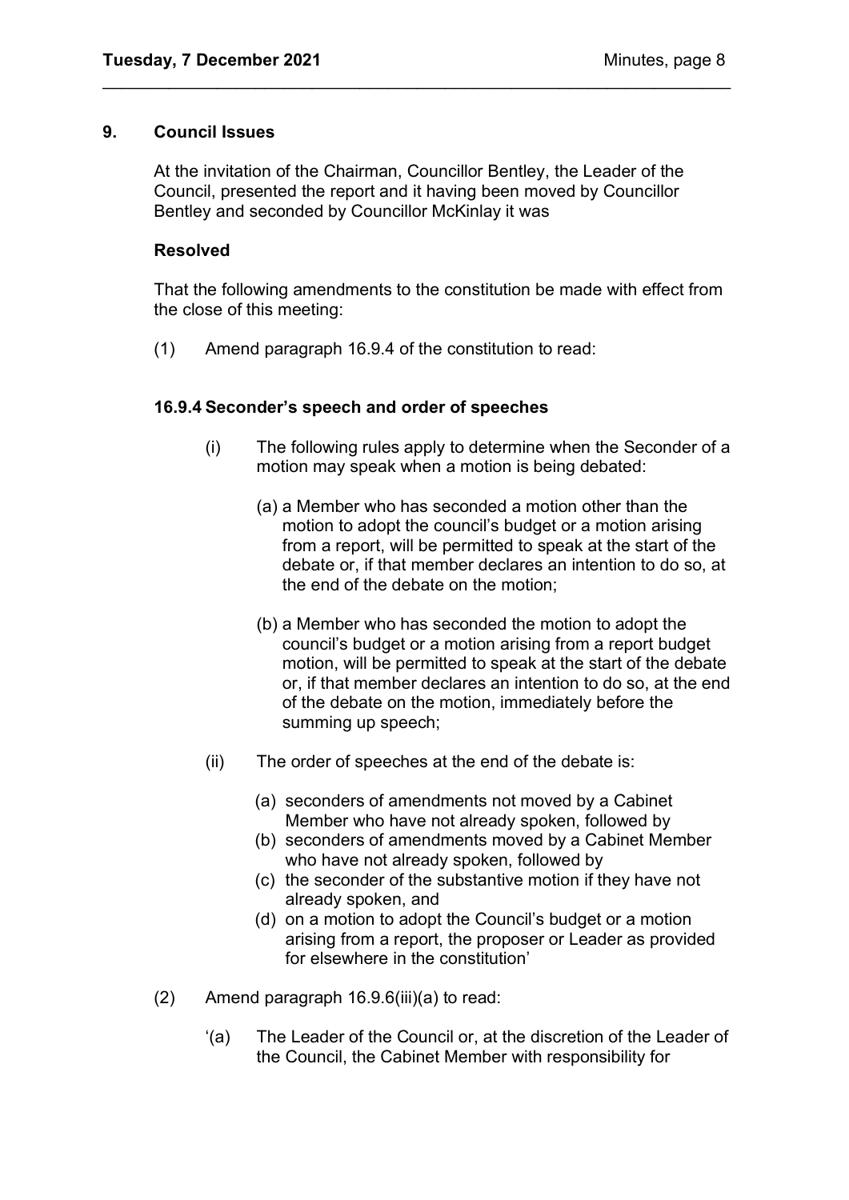## 9. Council Issues

At the invitation of the Chairman, Councillor Bentley, the Leader of the Council, presented the report and it having been moved by Councillor Bentley and seconded by Councillor McKinlay it was

**Resolved**

That the following amendments to the constitution be made with effect from the close of this meeting:

(1) Amend paragraph 16.9.4 of the constitution to read:

**16.9.4 Seconder's speech and order of speeches**

(i) The following rules apply to determine when the Seconder of a motion may speak when a motion is being debated:

(a) a Member who has seconded a motion other than the motion to adopt the council's budget or a motion arising from a report, will be permitted to speak at the start of the debate or, if that member declares an intention to do so, at the end of the debate on the motion;

(b) a Member who has seconded the motion to adopt the council's budget or a motion arising from a report budget motion, will be permitted to speak at the start of the debate or, if that member declares an intention to do so, at the end of the debate on the motion, immediately before the summing up speech;

(ii) The order of speeches at the end of the debate is:

(a) seconders of amendments not moved by a Cabinet Member who have not already spoken, followed by
(b) seconders of amendments moved by a Cabinet Member who have not already spoken, followed by
(c) the seconder of the substantive motion if they have not already spoken, and
(d) on a motion to adopt the Council's budget or a motion arising from a report, the proposer or Leader as provided for elsewhere in the constitution'

(2) Amend paragraph 16.9.6(iii)(a) to read:

'(a) The Leader of the Council or, at the discretion of the Leader of the Council, the Cabinet Member with responsibility for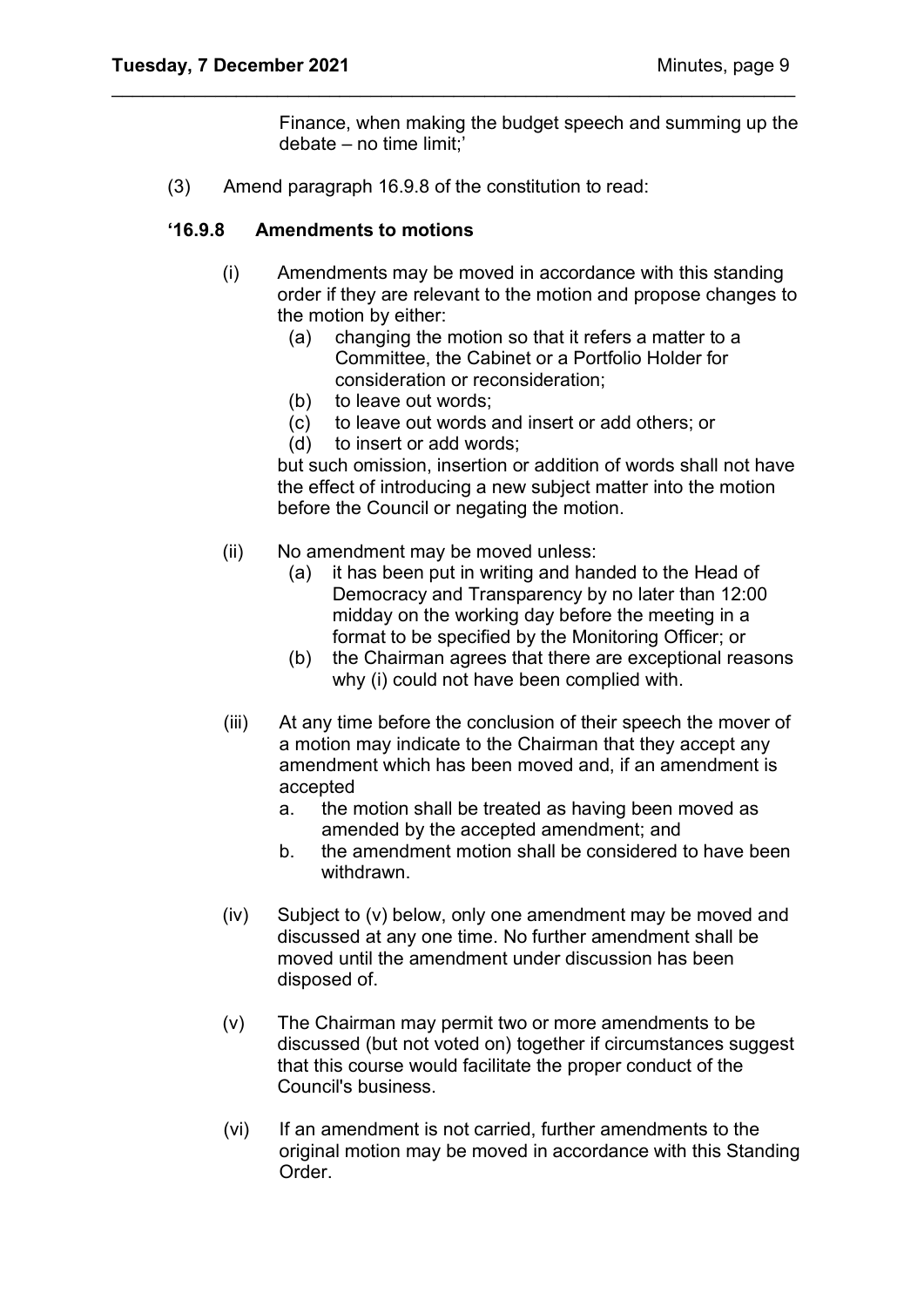Finance, when making the budget speech and summing up the debate – no time limit;'

(3) Amend paragraph 16.9.8 of the constitution to read:

**'16.9.8 Amendments to motions**

(i) Amendments may be moved in accordance with this standing order if they are relevant to the motion and propose changes to the motion by either:

   (a) changing the motion so that it refers a matter to a Committee, the Cabinet or a Portfolio Holder for consideration or reconsideration;
   (b) to leave out words;
   (c) to leave out words and insert or add others; or
   (d) to insert or add words;

   but such omission, insertion or addition of words shall not have the effect of introducing a new subject matter into the motion before the Council or negating the motion.

(ii) No amendment may be moved unless:

   (a) it has been put in writing and handed to the Head of Democracy and Transparency by no later than 12:00 midday on the working day before the meeting in a format to be specified by the Monitoring Officer; or
   (b) the Chairman agrees that there are exceptional reasons why (i) could not have been complied with.

(iii) At any time before the conclusion of their speech the mover of a motion may indicate to the Chairman that they accept any amendment which has been moved and, if an amendment is accepted

   a. the motion shall be treated as having been moved as amended by the accepted amendment; and
   b. the amendment motion shall be considered to have been withdrawn.

(iv) Subject to (v) below, only one amendment may be moved and discussed at any one time. No further amendment shall be moved until the amendment under discussion has been disposed of.

(v) The Chairman may permit two or more amendments to be discussed (but not voted on) together if circumstances suggest that this course would facilitate the proper conduct of the Council's business.

(vi) If an amendment is not carried, further amendments to the original motion may be moved in accordance with this Standing Order.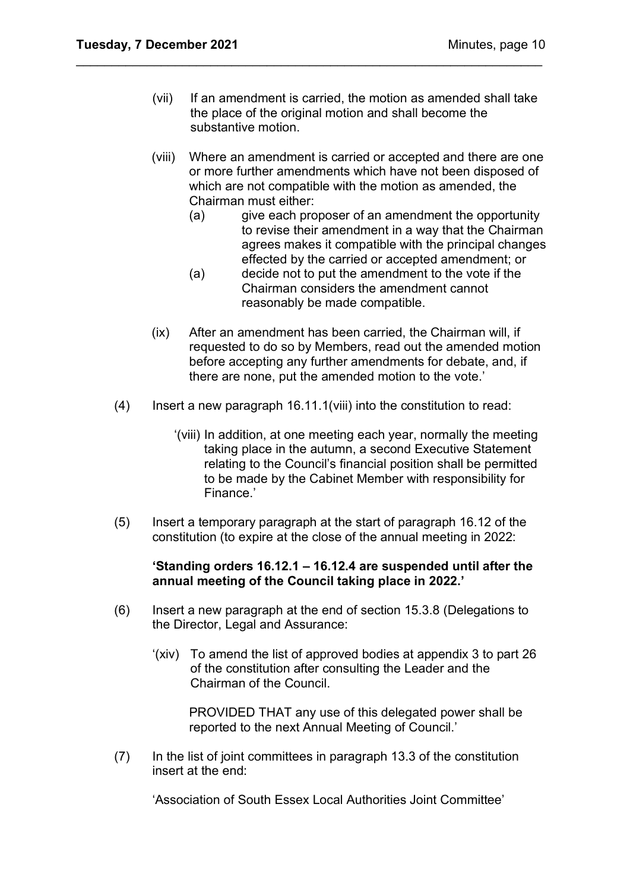(vii) If an amendment is carried, the motion as amended shall take the place of the original motion and shall become the substantive motion.

(viii) Where an amendment is carried or accepted and there are one or more further amendments which have not been disposed of which are not compatible with the motion as amended, the Chairman must either:

(a) give each proposer of an amendment the opportunity to revise their amendment in a way that the Chairman agrees makes it compatible with the principal changes effected by the carried or accepted amendment; or

(a) decide not to put the amendment to the vote if the Chairman considers the amendment cannot reasonably be made compatible.

(ix) After an amendment has been carried, the Chairman will, if requested to do so by Members, read out the amended motion before accepting any further amendments for debate, and, if there are none, put the amended motion to the vote.'

(4) Insert a new paragraph 16.11.1(viii) into the constitution to read:

'(viii) In addition, at one meeting each year, normally the meeting taking place in the autumn, a second Executive Statement relating to the Council's financial position shall be permitted to be made by the Cabinet Member with responsibility for Finance.'

(5) Insert a temporary paragraph at the start of paragraph 16.12 of the constitution (to expire at the close of the annual meeting in 2022:

**'Standing orders 16.12.1 – 16.12.4 are suspended until after the annual meeting of the Council taking place in 2022.'**

(6) Insert a new paragraph at the end of section 15.3.8 (Delegations to the Director, Legal and Assurance:

'(xiv) To amend the list of approved bodies at appendix 3 to part 26 of the constitution after consulting the Leader and the Chairman of the Council.

PROVIDED THAT any use of this delegated power shall be reported to the next Annual Meeting of Council.'

(7) In the list of joint committees in paragraph 13.3 of the constitution insert at the end:

'Association of South Essex Local Authorities Joint Committee'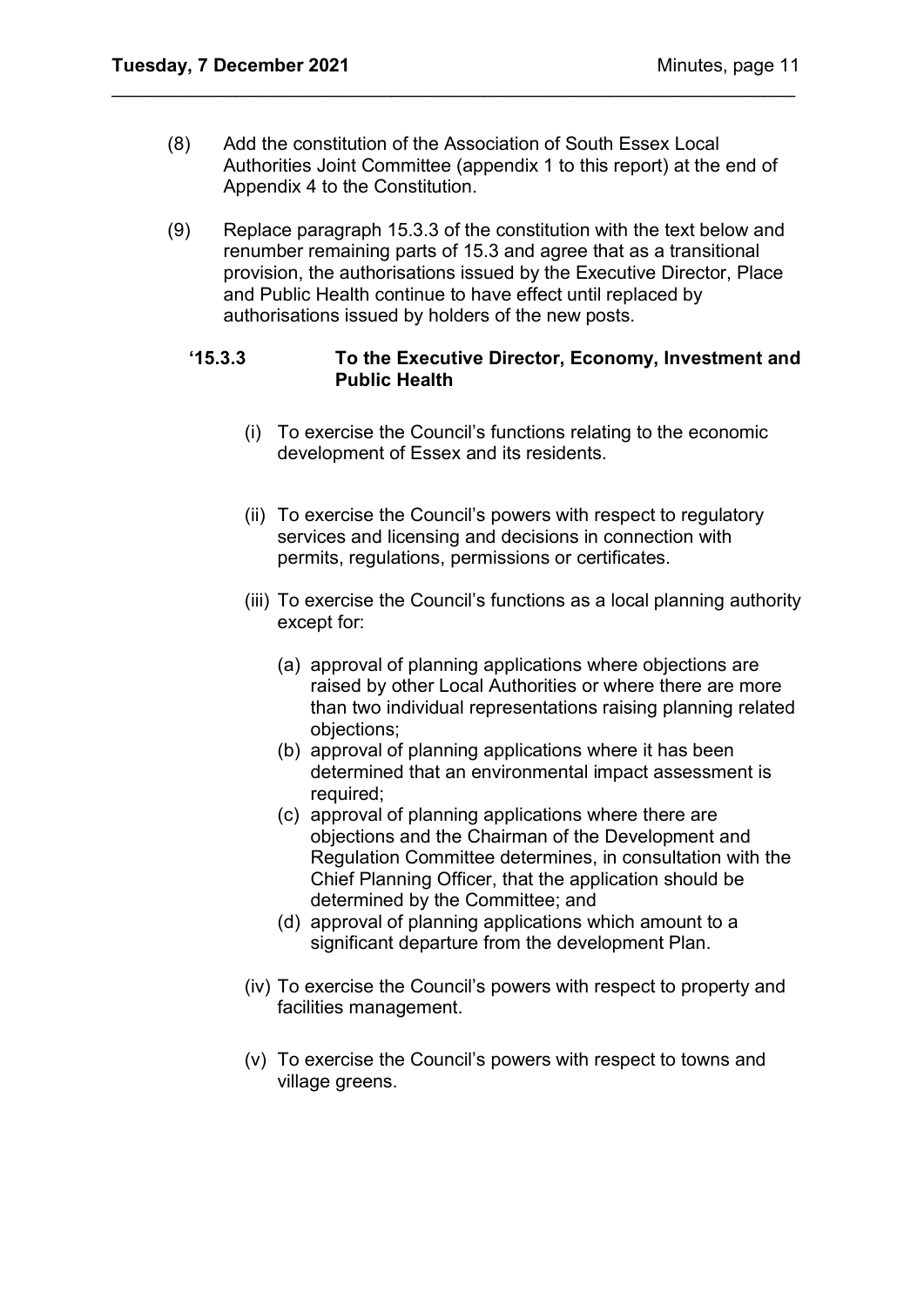(8) Add the constitution of the Association of South Essex Local Authorities Joint Committee (appendix 1 to this report) at the end of Appendix 4 to the Constitution.

(9) Replace paragraph 15.3.3 of the constitution with the text below and renumber remaining parts of 15.3 and agree that as a transitional provision, the authorisations issued by the Executive Director, Place and Public Health continue to have effect until replaced by authorisations issued by holders of the new posts.

**'15.3.3 To the Executive Director, Economy, Investment and Public Health**

(i) To exercise the Council's functions relating to the economic development of Essex and its residents.

(ii) To exercise the Council's powers with respect to regulatory services and licensing and decisions in connection with permits, regulations, permissions or certificates.

(iii) To exercise the Council's functions as a local planning authority except for:

(a) approval of planning applications where objections are raised by other Local Authorities or where there are more than two individual representations raising planning related objections;
(b) approval of planning applications where it has been determined that an environmental impact assessment is required;
(c) approval of planning applications where there are objections and the Chairman of the Development and Regulation Committee determines, in consultation with the Chief Planning Officer, that the application should be determined by the Committee; and
(d) approval of planning applications which amount to a significant departure from the development Plan.

(iv) To exercise the Council's powers with respect to property and facilities management.

(v) To exercise the Council's powers with respect to towns and village greens.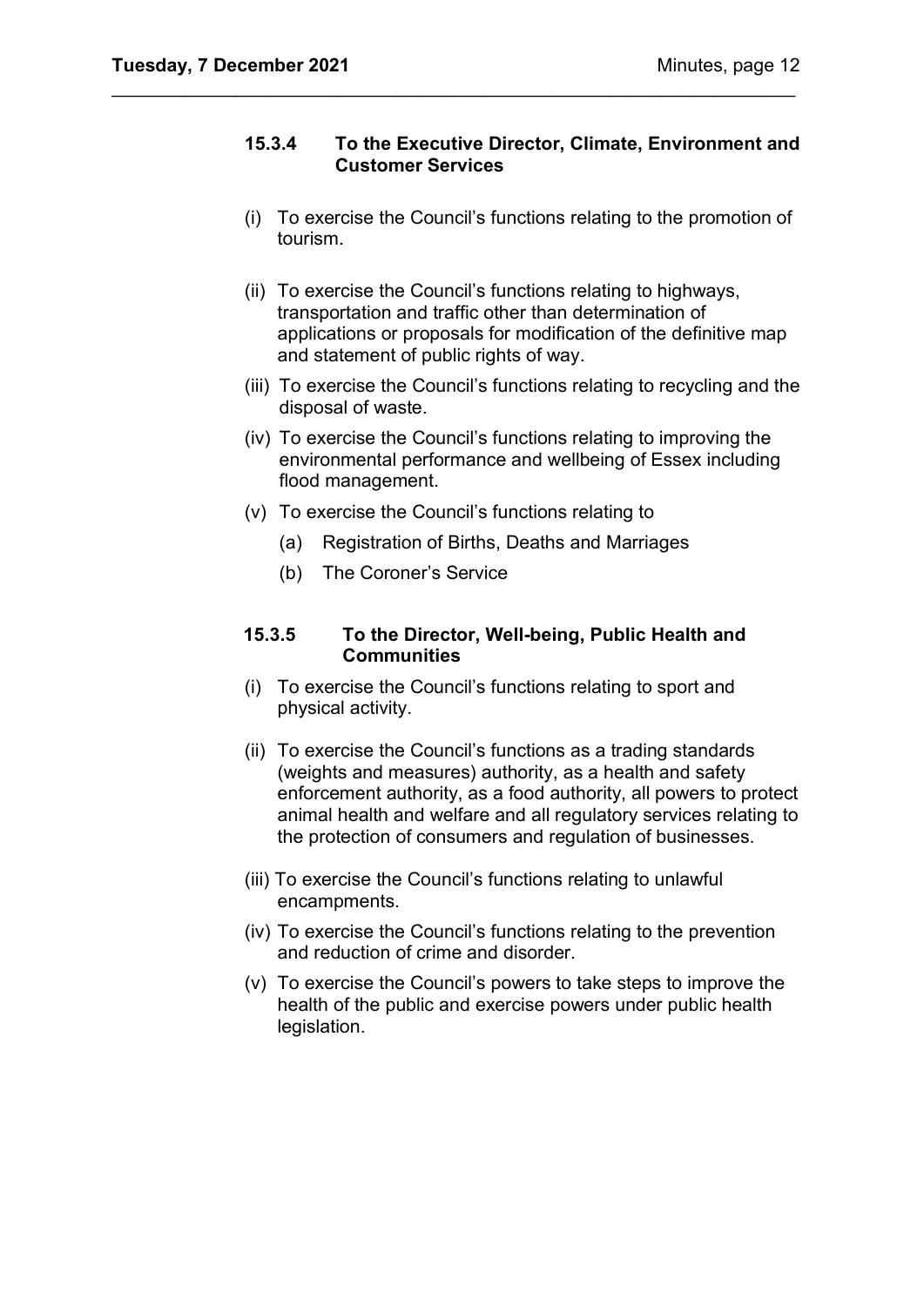#### 15.3.4 To the Executive Director, Climate, Environment and Customer Services

(i) To exercise the Council's functions relating to the promotion of tourism.

(ii) To exercise the Council's functions relating to highways, transportation and traffic other than determination of applications or proposals for modification of the definitive map and statement of public rights of way.

(iii) To exercise the Council's functions relating to recycling and the disposal of waste.

(iv) To exercise the Council's functions relating to improving the environmental performance and wellbeing of Essex including flood management.

(v) To exercise the Council's functions relating to

(a) Registration of Births, Deaths and Marriages

(b) The Coroner's Service

#### 15.3.5 To the Director, Well-being, Public Health and Communities

(i) To exercise the Council's functions relating to sport and physical activity.

(ii) To exercise the Council's functions as a trading standards (weights and measures) authority, as a health and safety enforcement authority, as a food authority, all powers to protect animal health and welfare and all regulatory services relating to the protection of consumers and regulation of businesses.

(iii) To exercise the Council's functions relating to unlawful encampments.

(iv) To exercise the Council's functions relating to the prevention and reduction of crime and disorder.

(v) To exercise the Council's powers to take steps to improve the health of the public and exercise powers under public health legislation.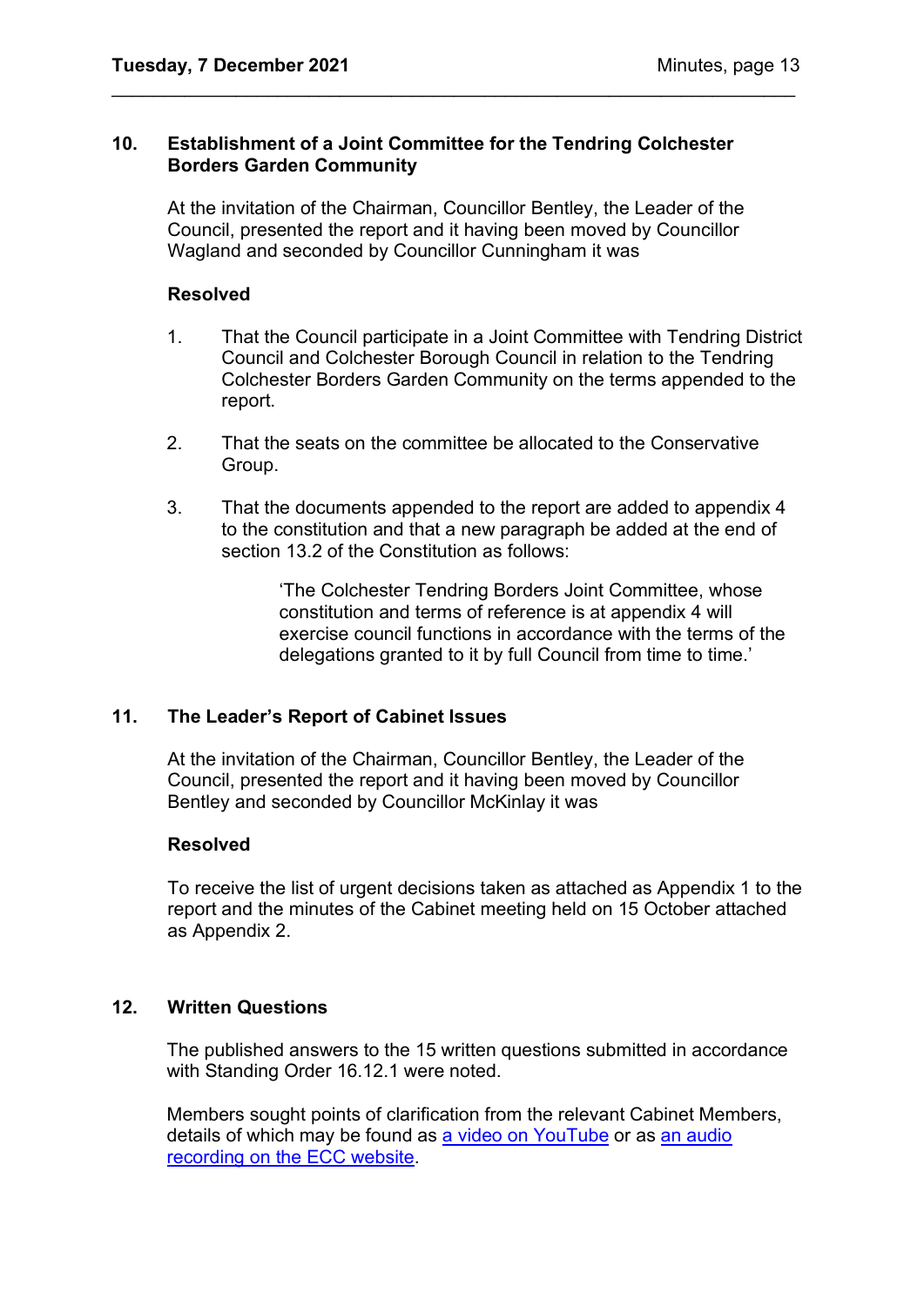## 10. Establishment of a Joint Committee for the Tendring Colchester Borders Garden Community

At the invitation of the Chairman, Councillor Bentley, the Leader of the Council, presented the report and it having been moved by Councillor Wagland and seconded by Councillor Cunningham it was

**Resolved**

1. That the Council participate in a Joint Committee with Tendring District Council and Colchester Borough Council in relation to the Tendring Colchester Borders Garden Community on the terms appended to the report.

2. That the seats on the committee be allocated to the Conservative Group.

3. That the documents appended to the report are added to appendix 4 to the constitution and that a new paragraph be added at the end of section 13.2 of the Constitution as follows:

> 'The Colchester Tendring Borders Joint Committee, whose constitution and terms of reference is at appendix 4 will exercise council functions in accordance with the terms of the delegations granted to it by full Council from time to time.'

## 11. The Leader's Report of Cabinet Issues

At the invitation of the Chairman, Councillor Bentley, the Leader of the Council, presented the report and it having been moved by Councillor Bentley and seconded by Councillor McKinlay it was

**Resolved**

To receive the list of urgent decisions taken as attached as Appendix 1 to the report and the minutes of the Cabinet meeting held on 15 October attached as Appendix 2.

## 12. Written Questions

The published answers to the 15 written questions submitted in accordance with Standing Order 16.12.1 were noted.

Members sought points of clarification from the relevant Cabinet Members, details of which may be found as a video on YouTube or as an audio recording on the ECC website.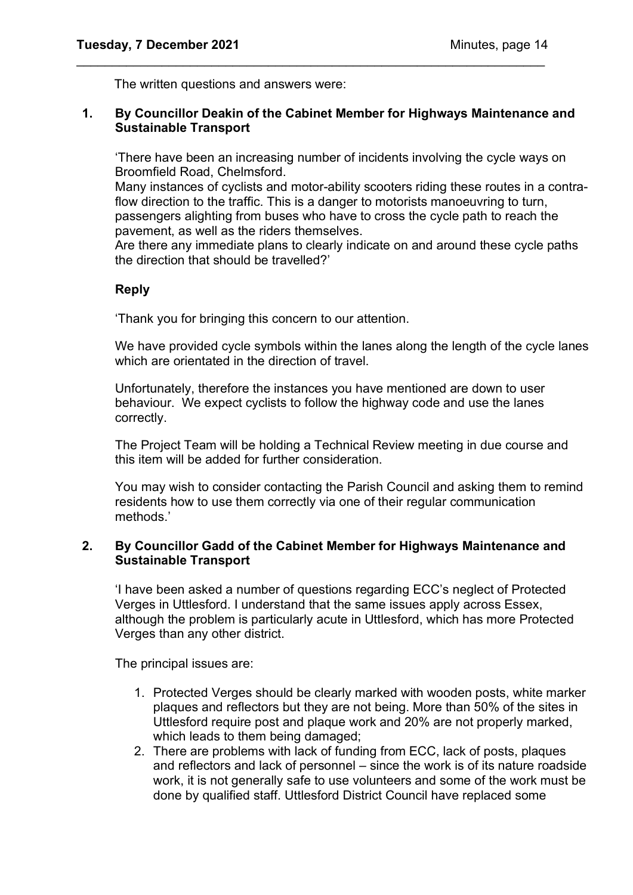The written questions and answers were:

**1. By Councillor Deakin of the Cabinet Member for Highways Maintenance and Sustainable Transport**

'There have been an increasing number of incidents involving the cycle ways on Broomfield Road, Chelmsford.
Many instances of cyclists and motor-ability scooters riding these routes in a contra-flow direction to the traffic. This is a danger to motorists manoeuvring to turn, passengers alighting from buses who have to cross the cycle path to reach the pavement, as well as the riders themselves.
Are there any immediate plans to clearly indicate on and around these cycle paths the direction that should be travelled?'

**Reply**

'Thank you for bringing this concern to our attention.

We have provided cycle symbols within the lanes along the length of the cycle lanes which are orientated in the direction of travel.

Unfortunately, therefore the instances you have mentioned are down to user behaviour. We expect cyclists to follow the highway code and use the lanes correctly.

The Project Team will be holding a Technical Review meeting in due course and this item will be added for further consideration.

You may wish to consider contacting the Parish Council and asking them to remind residents how to use them correctly via one of their regular communication methods.'

**2. By Councillor Gadd of the Cabinet Member for Highways Maintenance and Sustainable Transport**

'I have been asked a number of questions regarding ECC's neglect of Protected Verges in Uttlesford. I understand that the same issues apply across Essex, although the problem is particularly acute in Uttlesford, which has more Protected Verges than any other district.

The principal issues are:

1. Protected Verges should be clearly marked with wooden posts, white marker plaques and reflectors but they are not being. More than 50% of the sites in Uttlesford require post and plaque work and 20% are not properly marked, which leads to them being damaged;
2. There are problems with lack of funding from ECC, lack of posts, plaques and reflectors and lack of personnel – since the work is of its nature roadside work, it is not generally safe to use volunteers and some of the work must be done by qualified staff. Uttlesford District Council have replaced some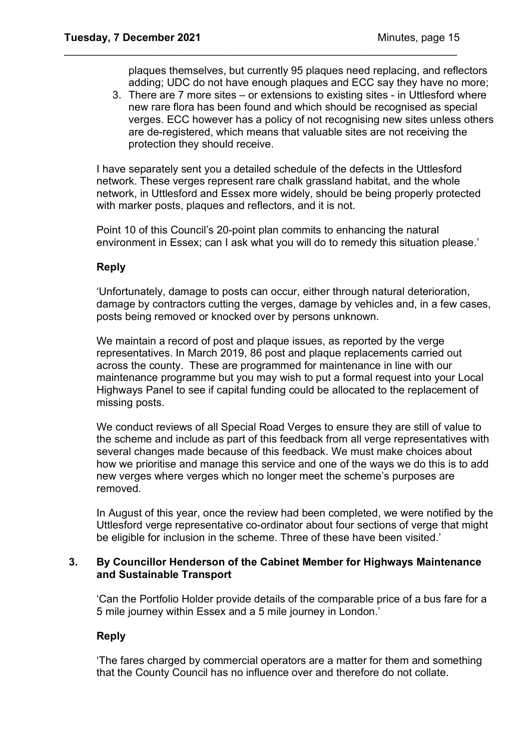plaques themselves, but currently 95 plaques need replacing, and reflectors adding; UDC do not have enough plaques and ECC say they have no more;

3. There are 7 more sites – or extensions to existing sites - in Uttlesford where new rare flora has been found and which should be recognised as special verges. ECC however has a policy of not recognising new sites unless others are de-registered, which means that valuable sites are not receiving the protection they should receive.

I have separately sent you a detailed schedule of the defects in the Uttlesford network. These verges represent rare chalk grassland habitat, and the whole network, in Uttlesford and Essex more widely, should be being properly protected with marker posts, plaques and reflectors, and it is not.

Point 10 of this Council's 20-point plan commits to enhancing the natural environment in Essex; can I ask what you will do to remedy this situation please.'

**Reply**

'Unfortunately, damage to posts can occur, either through natural deterioration, damage by contractors cutting the verges, damage by vehicles and, in a few cases, posts being removed or knocked over by persons unknown.

We maintain a record of post and plaque issues, as reported by the verge representatives. In March 2019, 86 post and plaque replacements carried out across the county. These are programmed for maintenance in line with our maintenance programme but you may wish to put a formal request into your Local Highways Panel to see if capital funding could be allocated to the replacement of missing posts.

We conduct reviews of all Special Road Verges to ensure they are still of value to the scheme and include as part of this feedback from all verge representatives with several changes made because of this feedback. We must make choices about how we prioritise and manage this service and one of the ways we do this is to add new verges where verges which no longer meet the scheme's purposes are removed.

In August of this year, once the review had been completed, we were notified by the Uttlesford verge representative co-ordinator about four sections of verge that might be eligible for inclusion in the scheme. Three of these have been visited.'

**3. By Councillor Henderson of the Cabinet Member for Highways Maintenance and Sustainable Transport**

'Can the Portfolio Holder provide details of the comparable price of a bus fare for a 5 mile journey within Essex and a 5 mile journey in London.'

**Reply**

'The fares charged by commercial operators are a matter for them and something that the County Council has no influence over and therefore do not collate.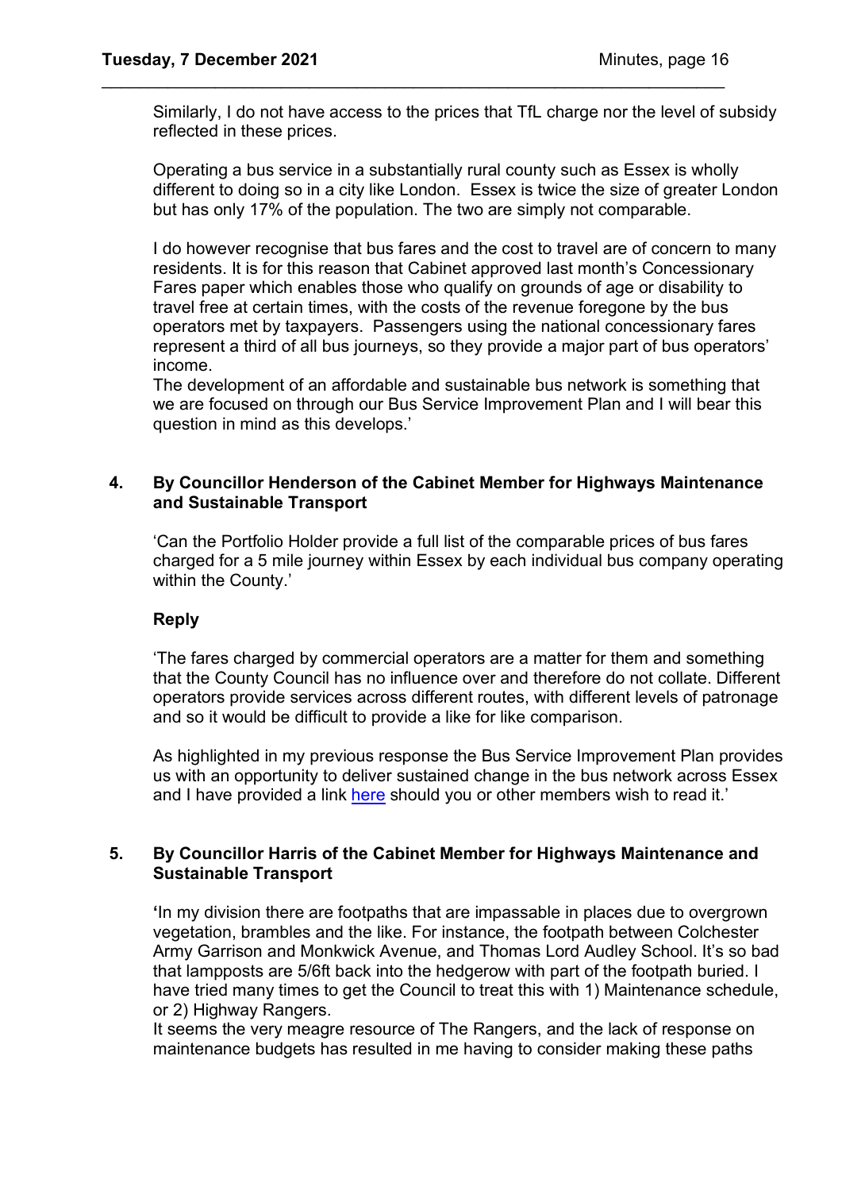Similarly, I do not have access to the prices that TfL charge nor the level of subsidy reflected in these prices.

Operating a bus service in a substantially rural county such as Essex is wholly different to doing so in a city like London. Essex is twice the size of greater London but has only 17% of the population. The two are simply not comparable.

I do however recognise that bus fares and the cost to travel are of concern to many residents. It is for this reason that Cabinet approved last month's Concessionary Fares paper which enables those who qualify on grounds of age or disability to travel free at certain times, with the costs of the revenue foregone by the bus operators met by taxpayers. Passengers using the national concessionary fares represent a third of all bus journeys, so they provide a major part of bus operators' income.
The development of an affordable and sustainable bus network is something that we are focused on through our Bus Service Improvement Plan and I will bear this question in mind as this develops.'

**4. By Councillor Henderson of the Cabinet Member for Highways Maintenance and Sustainable Transport**

'Can the Portfolio Holder provide a full list of the comparable prices of bus fares charged for a 5 mile journey within Essex by each individual bus company operating within the County.'

**Reply**

'The fares charged by commercial operators are a matter for them and something that the County Council has no influence over and therefore do not collate. Different operators provide services across different routes, with different levels of patronage and so it would be difficult to provide a like for like comparison.

As highlighted in my previous response the Bus Service Improvement Plan provides us with an opportunity to deliver sustained change in the bus network across Essex and I have provided a link here should you or other members wish to read it.'

**5. By Councillor Harris of the Cabinet Member for Highways Maintenance and Sustainable Transport**

**'**In my division there are footpaths that are impassable in places due to overgrown vegetation, brambles and the like. For instance, the footpath between Colchester Army Garrison and Monkwick Avenue, and Thomas Lord Audley School. It's so bad that lampposts are 5/6ft back into the hedgerow with part of the footpath buried. I have tried many times to get the Council to treat this with 1) Maintenance schedule, or 2) Highway Rangers.
It seems the very meagre resource of The Rangers, and the lack of response on maintenance budgets has resulted in me having to consider making these paths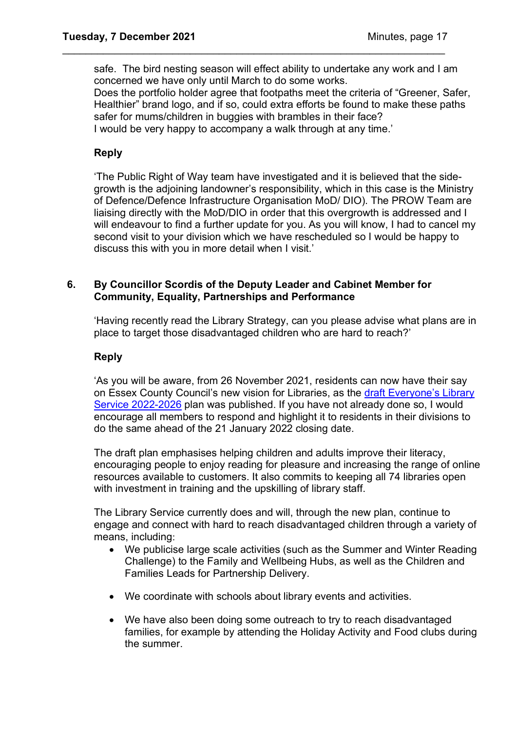safe. The bird nesting season will effect ability to undertake any work and I am concerned we have only until March to do some works.
Does the portfolio holder agree that footpaths meet the criteria of "Greener, Safer, Healthier" brand logo, and if so, could extra efforts be found to make these paths safer for mums/children in buggies with brambles in their face?
I would be very happy to accompany a walk through at any time.'

**Reply**

'The Public Right of Way team have investigated and it is believed that the side-growth is the adjoining landowner's responsibility, which in this case is the Ministry of Defence/Defence Infrastructure Organisation MoD/ DIO). The PROW Team are liaising directly with the MoD/DIO in order that this overgrowth is addressed and I will endeavour to find a further update for you. As you will know, I had to cancel my second visit to your division which we have rescheduled so I would be happy to discuss this with you in more detail when I visit.'

**6. By Councillor Scordis of the Deputy Leader and Cabinet Member for Community, Equality, Partnerships and Performance**

'Having recently read the Library Strategy, can you please advise what plans are in place to target those disadvantaged children who are hard to reach?'

**Reply**

'As you will be aware, from 26 November 2021, residents can now have their say on Essex County Council's new vision for Libraries, as the draft Everyone's Library Service 2022-2026 plan was published. If you have not already done so, I would encourage all members to respond and highlight it to residents in their divisions to do the same ahead of the 21 January 2022 closing date.

The draft plan emphasises helping children and adults improve their literacy, encouraging people to enjoy reading for pleasure and increasing the range of online resources available to customers. It also commits to keeping all 74 libraries open with investment in training and the upskilling of library staff.

The Library Service currently does and will, through the new plan, continue to engage and connect with hard to reach disadvantaged children through a variety of means, including:

- We publicise large scale activities (such as the Summer and Winter Reading Challenge) to the Family and Wellbeing Hubs, as well as the Children and Families Leads for Partnership Delivery.
- We coordinate with schools about library events and activities.
- We have also been doing some outreach to try to reach disadvantaged families, for example by attending the Holiday Activity and Food clubs during the summer.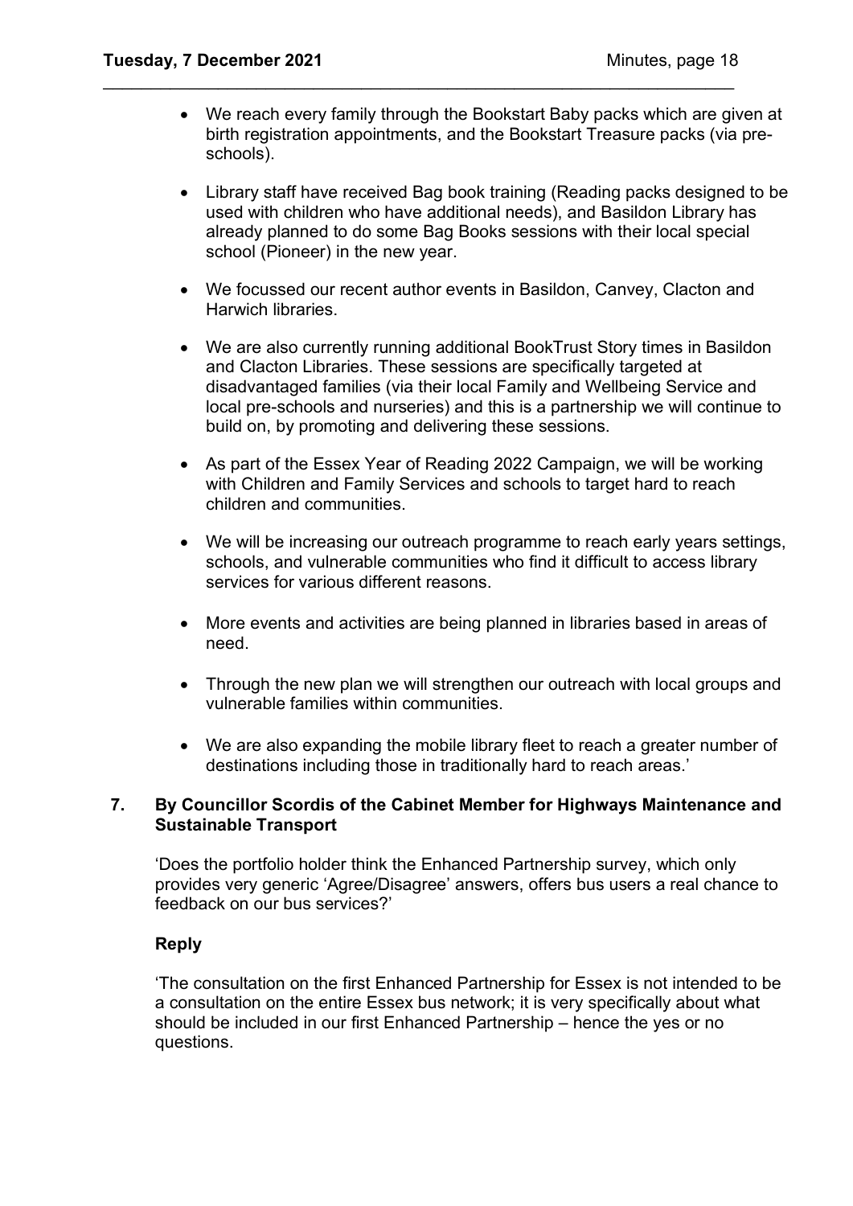- We reach every family through the Bookstart Baby packs which are given at birth registration appointments, and the Bookstart Treasure packs (via pre-schools).

- Library staff have received Bag book training (Reading packs designed to be used with children who have additional needs), and Basildon Library has already planned to do some Bag Books sessions with their local special school (Pioneer) in the new year.

- We focussed our recent author events in Basildon, Canvey, Clacton and Harwich libraries.

- We are also currently running additional BookTrust Story times in Basildon and Clacton Libraries. These sessions are specifically targeted at disadvantaged families (via their local Family and Wellbeing Service and local pre-schools and nurseries) and this is a partnership we will continue to build on, by promoting and delivering these sessions.

- As part of the Essex Year of Reading 2022 Campaign, we will be working with Children and Family Services and schools to target hard to reach children and communities.

- We will be increasing our outreach programme to reach early years settings, schools, and vulnerable communities who find it difficult to access library services for various different reasons.

- More events and activities are being planned in libraries based in areas of need.

- Through the new plan we will strengthen our outreach with local groups and vulnerable families within communities.

- We are also expanding the mobile library fleet to reach a greater number of destinations including those in traditionally hard to reach areas.'

**7. By Councillor Scordis of the Cabinet Member for Highways Maintenance and Sustainable Transport**

'Does the portfolio holder think the Enhanced Partnership survey, which only provides very generic 'Agree/Disagree' answers, offers bus users a real chance to feedback on our bus services?'

**Reply**

'The consultation on the first Enhanced Partnership for Essex is not intended to be a consultation on the entire Essex bus network; it is very specifically about what should be included in our first Enhanced Partnership – hence the yes or no questions.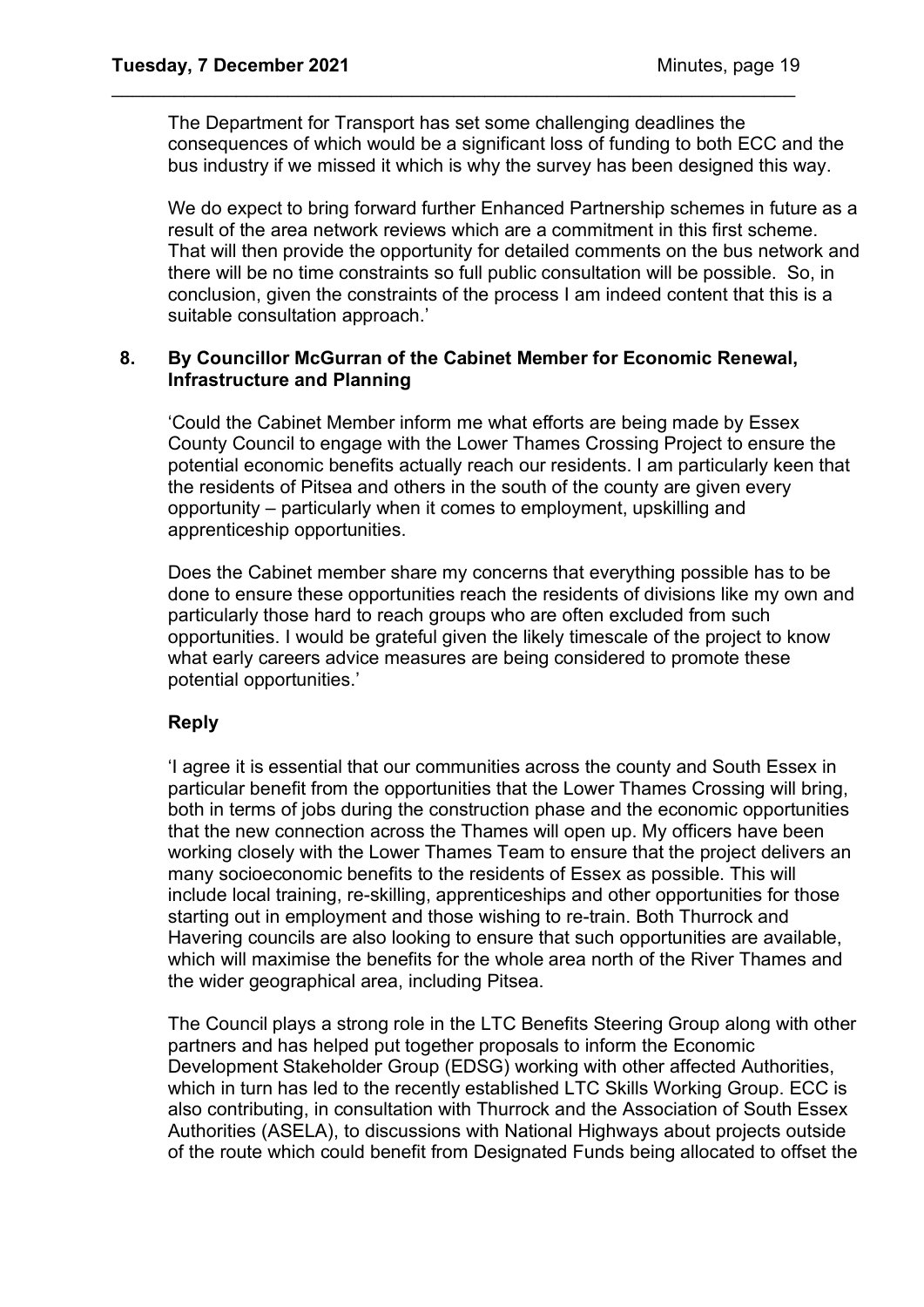The Department for Transport has set some challenging deadlines the consequences of which would be a significant loss of funding to both ECC and the bus industry if we missed it which is why the survey has been designed this way.

We do expect to bring forward further Enhanced Partnership schemes in future as a result of the area network reviews which are a commitment in this first scheme. That will then provide the opportunity for detailed comments on the bus network and there will be no time constraints so full public consultation will be possible. So, in conclusion, given the constraints of the process I am indeed content that this is a suitable consultation approach.'

**8. By Councillor McGurran of the Cabinet Member for Economic Renewal, Infrastructure and Planning**

'Could the Cabinet Member inform me what efforts are being made by Essex County Council to engage with the Lower Thames Crossing Project to ensure the potential economic benefits actually reach our residents. I am particularly keen that the residents of Pitsea and others in the south of the county are given every opportunity – particularly when it comes to employment, upskilling and apprenticeship opportunities.

Does the Cabinet member share my concerns that everything possible has to be done to ensure these opportunities reach the residents of divisions like my own and particularly those hard to reach groups who are often excluded from such opportunities. I would be grateful given the likely timescale of the project to know what early careers advice measures are being considered to promote these potential opportunities.'

**Reply**

'I agree it is essential that our communities across the county and South Essex in particular benefit from the opportunities that the Lower Thames Crossing will bring, both in terms of jobs during the construction phase and the economic opportunities that the new connection across the Thames will open up. My officers have been working closely with the Lower Thames Team to ensure that the project delivers an many socioeconomic benefits to the residents of Essex as possible. This will include local training, re-skilling, apprenticeships and other opportunities for those starting out in employment and those wishing to re-train. Both Thurrock and Havering councils are also looking to ensure that such opportunities are available, which will maximise the benefits for the whole area north of the River Thames and the wider geographical area, including Pitsea.

The Council plays a strong role in the LTC Benefits Steering Group along with other partners and has helped put together proposals to inform the Economic Development Stakeholder Group (EDSG) working with other affected Authorities, which in turn has led to the recently established LTC Skills Working Group. ECC is also contributing, in consultation with Thurrock and the Association of South Essex Authorities (ASELA), to discussions with National Highways about projects outside of the route which could benefit from Designated Funds being allocated to offset the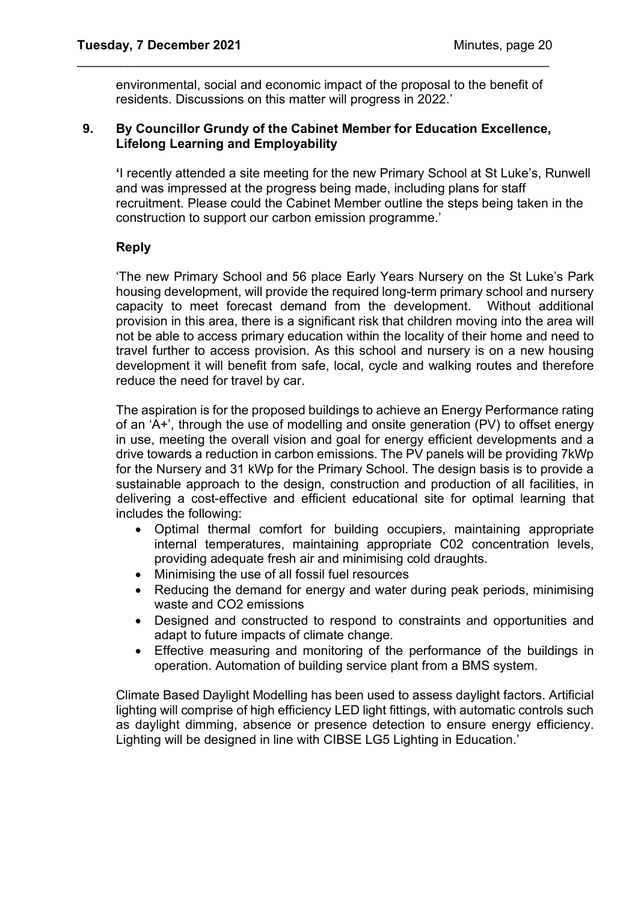environmental, social and economic impact of the proposal to the benefit of residents. Discussions on this matter will progress in 2022.'

## 9. By Councillor Grundy of the Cabinet Member for Education Excellence, Lifelong Learning and Employability

'I recently attended a site meeting for the new Primary School at St Luke's, Runwell and was impressed at the progress being made, including plans for staff recruitment. Please could the Cabinet Member outline the steps being taken in the construction to support our carbon emission programme.'

### Reply

'The new Primary School and 56 place Early Years Nursery on the St Luke's Park housing development, will provide the required long-term primary school and nursery capacity to meet forecast demand from the development. Without additional provision in this area, there is a significant risk that children moving into the area will not be able to access primary education within the locality of their home and need to travel further to access provision. As this school and nursery is on a new housing development it will benefit from safe, local, cycle and walking routes and therefore reduce the need for travel by car.

The aspiration is for the proposed buildings to achieve an Energy Performance rating of an 'A+', through the use of modelling and onsite generation (PV) to offset energy in use, meeting the overall vision and goal for energy efficient developments and a drive towards a reduction in carbon emissions. The PV panels will be providing 7kWp for the Nursery and 31 kWp for the Primary School. The design basis is to provide a sustainable approach to the design, construction and production of all facilities, in delivering a cost-effective and efficient educational site for optimal learning that includes the following:

- Optimal thermal comfort for building occupiers, maintaining appropriate internal temperatures, maintaining appropriate C02 concentration levels, providing adequate fresh air and minimising cold draughts.
- Minimising the use of all fossil fuel resources
- Reducing the demand for energy and water during peak periods, minimising waste and $CO_2$ emissions
- Designed and constructed to respond to constraints and opportunities and adapt to future impacts of climate change.
- Effective measuring and monitoring of the performance of the buildings in operation. Automation of building service plant from a BMS system.

Climate Based Daylight Modelling has been used to assess daylight factors. Artificial lighting will comprise of high efficiency LED light fittings, with automatic controls such as daylight dimming, absence or presence detection to ensure energy efficiency. Lighting will be designed in line with CIBSE LG5 Lighting in Education.'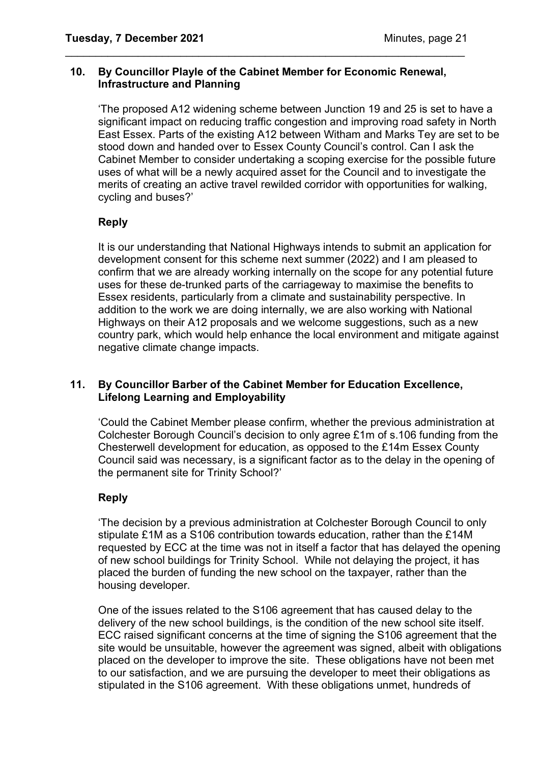**10. By Councillor Playle of the Cabinet Member for Economic Renewal, Infrastructure and Planning**

'The proposed A12 widening scheme between Junction 19 and 25 is set to have a significant impact on reducing traffic congestion and improving road safety in North East Essex. Parts of the existing A12 between Witham and Marks Tey are set to be stood down and handed over to Essex County Council's control. Can I ask the Cabinet Member to consider undertaking a scoping exercise for the possible future uses of what will be a newly acquired asset for the Council and to investigate the merits of creating an active travel rewilded corridor with opportunities for walking, cycling and buses?'

**Reply**

It is our understanding that National Highways intends to submit an application for development consent for this scheme next summer (2022) and I am pleased to confirm that we are already working internally on the scope for any potential future uses for these de-trunked parts of the carriageway to maximise the benefits to Essex residents, particularly from a climate and sustainability perspective. In addition to the work we are doing internally, we are also working with National Highways on their A12 proposals and we welcome suggestions, such as a new country park, which would help enhance the local environment and mitigate against negative climate change impacts.

**11. By Councillor Barber of the Cabinet Member for Education Excellence, Lifelong Learning and Employability**

'Could the Cabinet Member please confirm, whether the previous administration at Colchester Borough Council's decision to only agree £1m of s.106 funding from the Chesterwell development for education, as opposed to the £14m Essex County Council said was necessary, is a significant factor as to the delay in the opening of the permanent site for Trinity School?'

**Reply**

'The decision by a previous administration at Colchester Borough Council to only stipulate £1M as a S106 contribution towards education, rather than the £14M requested by ECC at the time was not in itself a factor that has delayed the opening of new school buildings for Trinity School. While not delaying the project, it has placed the burden of funding the new school on the taxpayer, rather than the housing developer.

One of the issues related to the S106 agreement that has caused delay to the delivery of the new school buildings, is the condition of the new school site itself. ECC raised significant concerns at the time of signing the S106 agreement that the site would be unsuitable, however the agreement was signed, albeit with obligations placed on the developer to improve the site. These obligations have not been met to our satisfaction, and we are pursuing the developer to meet their obligations as stipulated in the S106 agreement. With these obligations unmet, hundreds of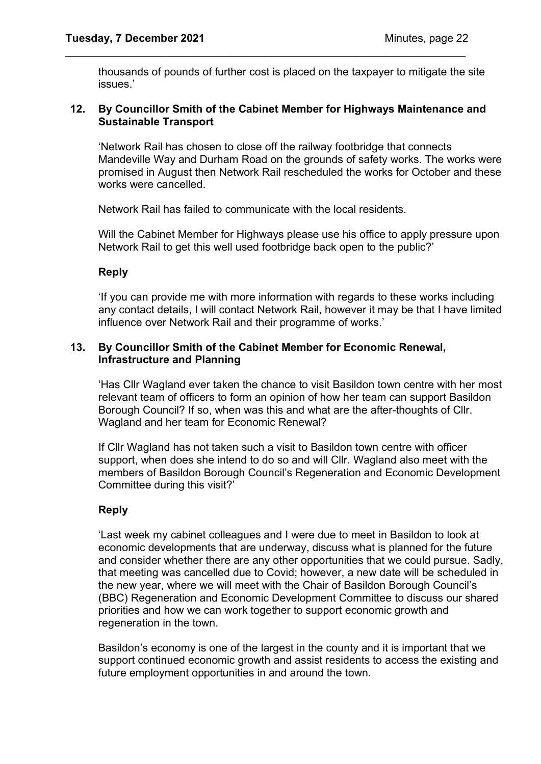thousands of pounds of further cost is placed on the taxpayer to mitigate the site issues.'

**12. By Councillor Smith of the Cabinet Member for Highways Maintenance and Sustainable Transport**

'Network Rail has chosen to close off the railway footbridge that connects Mandeville Way and Durham Road on the grounds of safety works. The works were promised in August then Network Rail rescheduled the works for October and these works were cancelled.

Network Rail has failed to communicate with the local residents.

Will the Cabinet Member for Highways please use his office to apply pressure upon Network Rail to get this well used footbridge back open to the public?'

**Reply**

'If you can provide me with more information with regards to these works including any contact details, I will contact Network Rail, however it may be that I have limited influence over Network Rail and their programme of works.'

**13. By Councillor Smith of the Cabinet Member for Economic Renewal, Infrastructure and Planning**

'Has Cllr Wagland ever taken the chance to visit Basildon town centre with her most relevant team of officers to form an opinion of how her team can support Basildon Borough Council? If so, when was this and what are the after-thoughts of Cllr. Wagland and her team for Economic Renewal?

If Cllr Wagland has not taken such a visit to Basildon town centre with officer support, when does she intend to do so and will Cllr. Wagland also meet with the members of Basildon Borough Council's Regeneration and Economic Development Committee during this visit?'

**Reply**

'Last week my cabinet colleagues and I were due to meet in Basildon to look at economic developments that are underway, discuss what is planned for the future and consider whether there are any other opportunities that we could pursue. Sadly, that meeting was cancelled due to Covid; however, a new date will be scheduled in the new year, where we will meet with the Chair of Basildon Borough Council's (BBC) Regeneration and Economic Development Committee to discuss our shared priorities and how we can work together to support economic growth and regeneration in the town.

Basildon's economy is one of the largest in the county and it is important that we support continued economic growth and assist residents to access the existing and future employment opportunities in and around the town.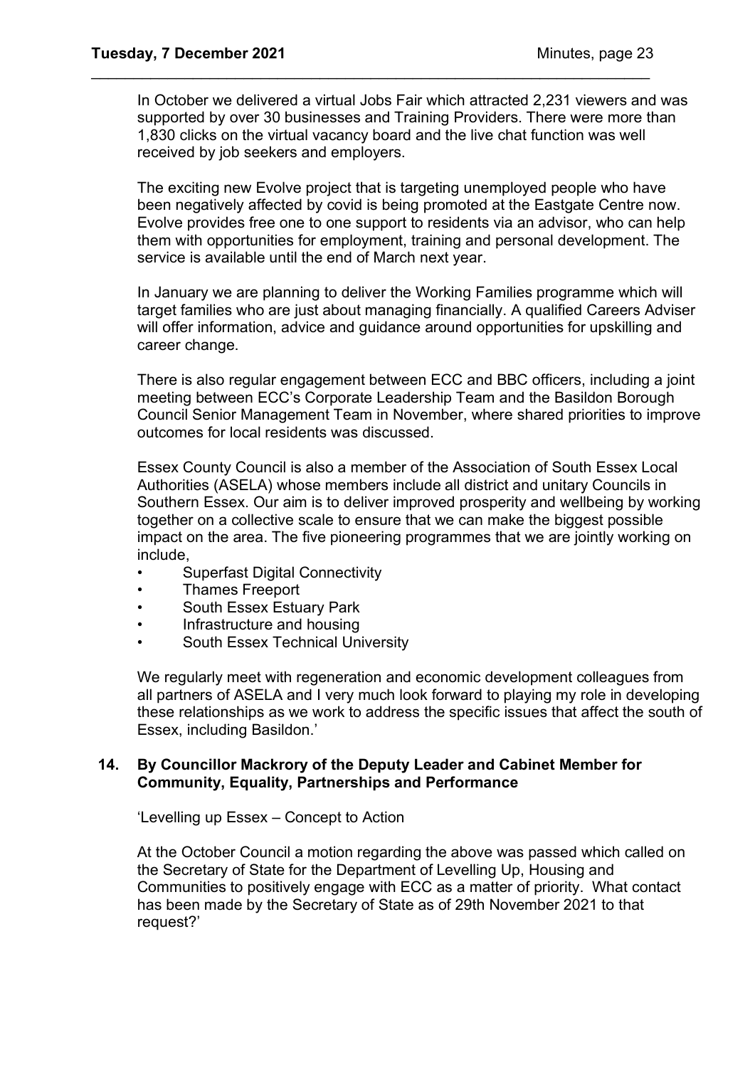In October we delivered a virtual Jobs Fair which attracted 2,231 viewers and was supported by over 30 businesses and Training Providers. There were more than 1,830 clicks on the virtual vacancy board and the live chat function was well received by job seekers and employers.

The exciting new Evolve project that is targeting unemployed people who have been negatively affected by covid is being promoted at the Eastgate Centre now. Evolve provides free one to one support to residents via an advisor, who can help them with opportunities for employment, training and personal development. The service is available until the end of March next year.

In January we are planning to deliver the Working Families programme which will target families who are just about managing financially. A qualified Careers Adviser will offer information, advice and guidance around opportunities for upskilling and career change.

There is also regular engagement between ECC and BBC officers, including a joint meeting between ECC's Corporate Leadership Team and the Basildon Borough Council Senior Management Team in November, where shared priorities to improve outcomes for local residents was discussed.

Essex County Council is also a member of the Association of South Essex Local Authorities (ASELA) whose members include all district and unitary Councils in Southern Essex. Our aim is to deliver improved prosperity and wellbeing by working together on a collective scale to ensure that we can make the biggest possible impact on the area. The five pioneering programmes that we are jointly working on include,

- Superfast Digital Connectivity
- Thames Freeport
- South Essex Estuary Park
- Infrastructure and housing
- South Essex Technical University

We regularly meet with regeneration and economic development colleagues from all partners of ASELA and I very much look forward to playing my role in developing these relationships as we work to address the specific issues that affect the south of Essex, including Basildon.'

**14. By Councillor Mackrory of the Deputy Leader and Cabinet Member for Community, Equality, Partnerships and Performance**

'Levelling up Essex – Concept to Action

At the October Council a motion regarding the above was passed which called on the Secretary of State for the Department of Levelling Up, Housing and Communities to positively engage with ECC as a matter of priority. What contact has been made by the Secretary of State as of 29th November 2021 to that request?'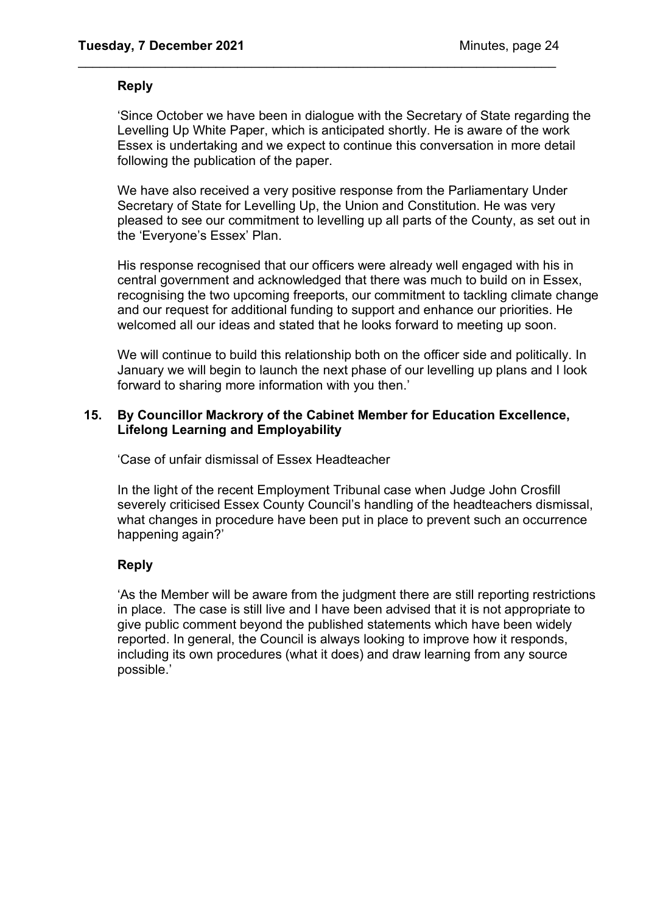**Reply**

'Since October we have been in dialogue with the Secretary of State regarding the Levelling Up White Paper, which is anticipated shortly. He is aware of the work Essex is undertaking and we expect to continue this conversation in more detail following the publication of the paper.

We have also received a very positive response from the Parliamentary Under Secretary of State for Levelling Up, the Union and Constitution. He was very pleased to see our commitment to levelling up all parts of the County, as set out in the 'Everyone's Essex' Plan.

His response recognised that our officers were already well engaged with his in central government and acknowledged that there was much to build on in Essex, recognising the two upcoming freeports, our commitment to tackling climate change and our request for additional funding to support and enhance our priorities. He welcomed all our ideas and stated that he looks forward to meeting up soon.

We will continue to build this relationship both on the officer side and politically. In January we will begin to launch the next phase of our levelling up plans and I look forward to sharing more information with you then.'

**15. By Councillor Mackrory of the Cabinet Member for Education Excellence, Lifelong Learning and Employability**

'Case of unfair dismissal of Essex Headteacher

In the light of the recent Employment Tribunal case when Judge John Crosfill severely criticised Essex County Council's handling of the headteachers dismissal, what changes in procedure have been put in place to prevent such an occurrence happening again?'

**Reply**

'As the Member will be aware from the judgment there are still reporting restrictions in place. The case is still live and I have been advised that it is not appropriate to give public comment beyond the published statements which have been widely reported. In general, the Council is always looking to improve how it responds, including its own procedures (what it does) and draw learning from any source possible.'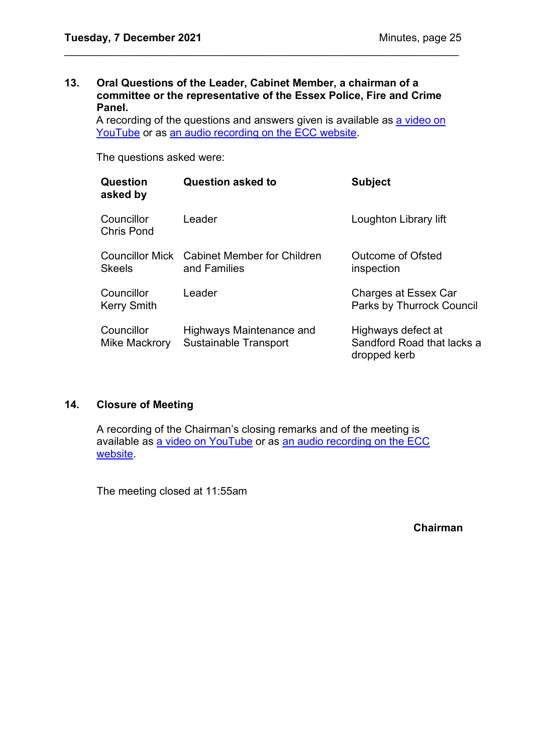## 13. Oral Questions of the Leader, Cabinet Member, a chairman of a committee or the representative of the Essex Police, Fire and Crime Panel.

A recording of the questions and answers given is available as a video on YouTube or as an audio recording on the ECC website.

The questions asked were:

| Question asked by | Question asked to | Subject |
| --- | --- | --- |
| Councillor Chris Pond | Leader | Loughton Library lift |
| Councillor Mick Skeels | Cabinet Member for Children and Families | Outcome of Ofsted inspection |
| Councillor Kerry Smith | Leader | Charges at Essex Car Parks by Thurrock Council |
| Councillor Mike Mackrory | Highways Maintenance and Sustainable Transport | Highways defect at Sandford Road that lacks a dropped kerb |

## 14. Closure of Meeting

A recording of the Chairman's closing remarks and of the meeting is available as a video on YouTube or as an audio recording on the ECC website.

The meeting closed at 11:55am

**Chairman**